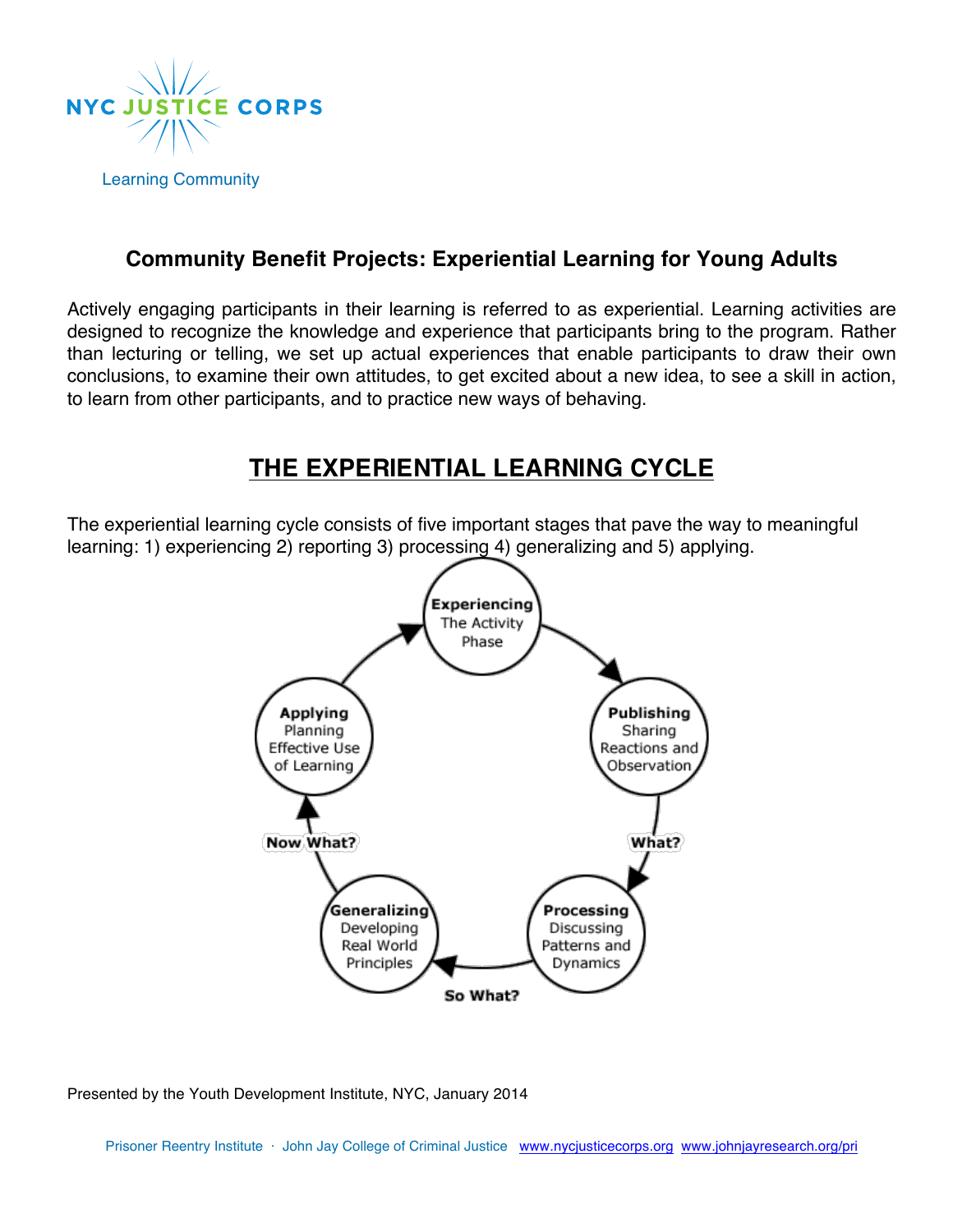NYC JUSTICE CORPS

Learning Community

## Community Benefit Projects: Experiential Learning for Young Adults

Actively engaging participants in their learning is referred to as experiential. Learning activities are designed to recognize the knowledge and experience that participants bring to the program. Rather than lecturing or telling, we set up actual experiences that enable participants to draw their own conclusions, to examine their own attitudes, to get excited about a new idea, to see a skill in action, to learn from other participants, and to practice new ways of behaving.

## THE EXPERIENTIAL LEARNING CYCLE

The experiential learning cycle consists of five important stages that pave the way to meaningful learning: 1) experiencing 2) reporting 3) processing 4) generalizing and 5) applying.

**Experiencing** The Activity Phase

**Publishing** Sharing Reactions and Observation

What?

**Processing** Discussing Patterns and Dynamics

So What?

**Generalizing** Developing Real World Principles

Now What?

**Applying** Planning Effective Use of Learning

Presented by the Youth Development Institute, NYC, January 2014

Prisoner Reentry Institute · John Jay College of Criminal Justice www.nycjusticecorps.org www.johnjayresearch.org/pri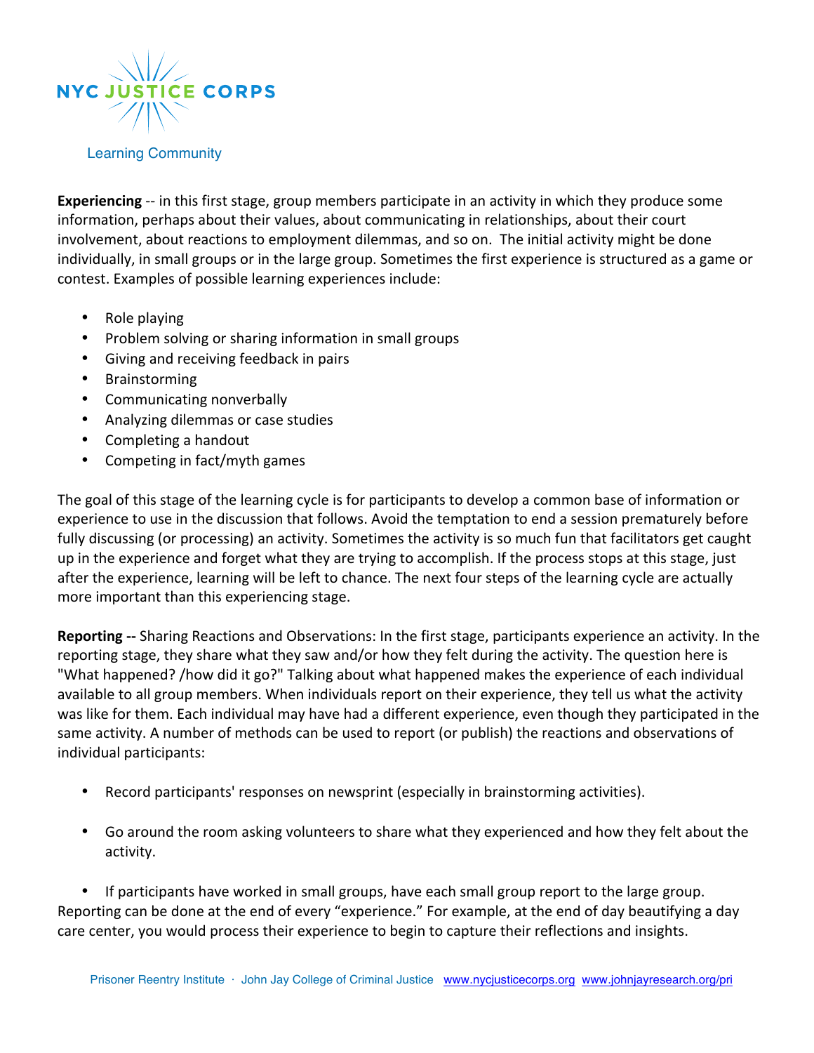**Experiencing** -- in this first stage, group members participate in an activity in which they produce some information, perhaps about their values, about communicating in relationships, about their court involvement, about reactions to employment dilemmas, and so on. The initial activity might be done individually, in small groups or in the large group. Sometimes the first experience is structured as a game or contest. Examples of possible learning experiences include:

- Role playing
- Problem solving or sharing information in small groups
- Giving and receiving feedback in pairs
- Brainstorming
- Communicating nonverbally
- Analyzing dilemmas or case studies
- Completing a handout
- Competing in fact/myth games

The goal of this stage of the learning cycle is for participants to develop a common base of information or experience to use in the discussion that follows. Avoid the temptation to end a session prematurely before fully discussing (or processing) an activity. Sometimes the activity is so much fun that facilitators get caught up in the experience and forget what they are trying to accomplish. If the process stops at this stage, just after the experience, learning will be left to chance. The next four steps of the learning cycle are actually more important than this experiencing stage.

**Reporting --** Sharing Reactions and Observations: In the first stage, participants experience an activity. In the reporting stage, they share what they saw and/or how they felt during the activity. The question here is "What happened? /how did it go?" Talking about what happened makes the experience of each individual available to all group members. When individuals report on their experience, they tell us what the activity was like for them. Each individual may have had a different experience, even though they participated in the same activity. A number of methods can be used to report (or publish) the reactions and observations of individual participants:

- Record participants' responses on newsprint (especially in brainstorming activities).
- Go around the room asking volunteers to share what they experienced and how they felt about the activity.
- If participants have worked in small groups, have each small group report to the large group.

Reporting can be done at the end of every "experience." For example, at the end of day beautifying a day care center, you would process their experience to begin to capture their reflections and insights.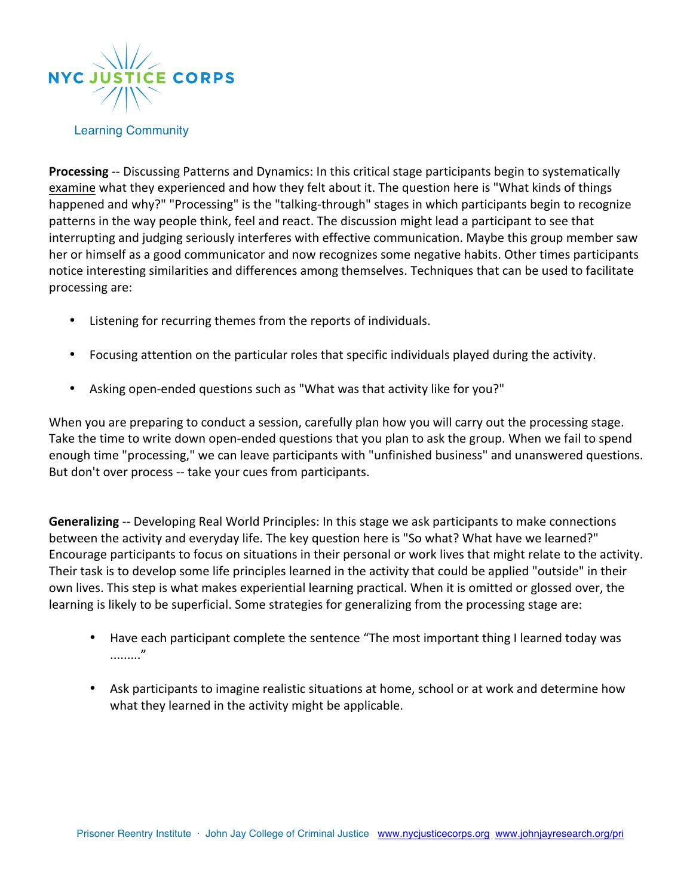**Processing** -- Discussing Patterns and Dynamics: In this critical stage participants begin to systematically examine what they experienced and how they felt about it. The question here is "What kinds of things happened and why?" "Processing" is the "talking-through" stages in which participants begin to recognize patterns in the way people think, feel and react. The discussion might lead a participant to see that interrupting and judging seriously interferes with effective communication. Maybe this group member saw her or himself as a good communicator and now recognizes some negative habits. Other times participants notice interesting similarities and differences among themselves. Techniques that can be used to facilitate processing are:

- Listening for recurring themes from the reports of individuals.
- Focusing attention on the particular roles that specific individuals played during the activity.
- Asking open-ended questions such as "What was that activity like for you?"

When you are preparing to conduct a session, carefully plan how you will carry out the processing stage. Take the time to write down open-ended questions that you plan to ask the group. When we fail to spend enough time "processing," we can leave participants with "unfinished business" and unanswered questions. But don't over process -- take your cues from participants.

**Generalizing** -- Developing Real World Principles: In this stage we ask participants to make connections between the activity and everyday life. The key question here is "So what? What have we learned?" Encourage participants to focus on situations in their personal or work lives that might relate to the activity. Their task is to develop some life principles learned in the activity that could be applied "outside" in their own lives. This step is what makes experiential learning practical. When it is omitted or glossed over, the learning is likely to be superficial. Some strategies for generalizing from the processing stage are:

- Have each participant complete the sentence "The most important thing I learned today was ........"
- Ask participants to imagine realistic situations at home, school or at work and determine how what they learned in the activity might be applicable.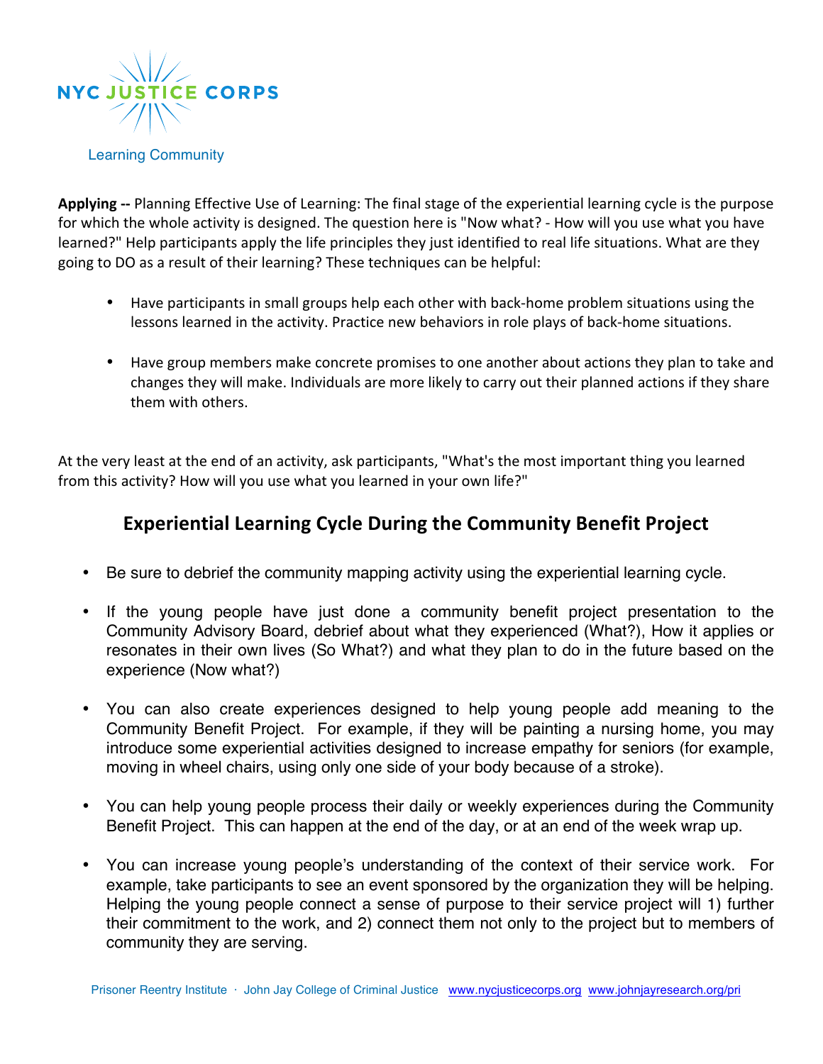**Applying --** Planning Effective Use of Learning: The final stage of the experiential learning cycle is the purpose for which the whole activity is designed. The question here is "Now what? - How will you use what you have learned?" Help participants apply the life principles they just identified to real life situations. What are they going to DO as a result of their learning? These techniques can be helpful:

- Have participants in small groups help each other with back-home problem situations using the lessons learned in the activity. Practice new behaviors in role plays of back-home situations.
- Have group members make concrete promises to one another about actions they plan to take and changes they will make. Individuals are more likely to carry out their planned actions if they share them with others.

At the very least at the end of an activity, ask participants, "What's the most important thing you learned from this activity? How will you use what you learned in your own life?"

## Experiential Learning Cycle During the Community Benefit Project

- Be sure to debrief the community mapping activity using the experiential learning cycle.
- If the young people have just done a community benefit project presentation to the Community Advisory Board, debrief about what they experienced (What?), How it applies or resonates in their own lives (So What?) and what they plan to do in the future based on the experience (Now what?)
- You can also create experiences designed to help young people add meaning to the Community Benefit Project. For example, if they will be painting a nursing home, you may introduce some experiential activities designed to increase empathy for seniors (for example, moving in wheel chairs, using only one side of your body because of a stroke).
- You can help young people process their daily or weekly experiences during the Community Benefit Project. This can happen at the end of the day, or at an end of the week wrap up.
- You can increase young people's understanding of the context of their service work. For example, take participants to see an event sponsored by the organization they will be helping. Helping the young people connect a sense of purpose to their service project will 1) further their commitment to the work, and 2) connect them not only to the project but to members of community they are serving.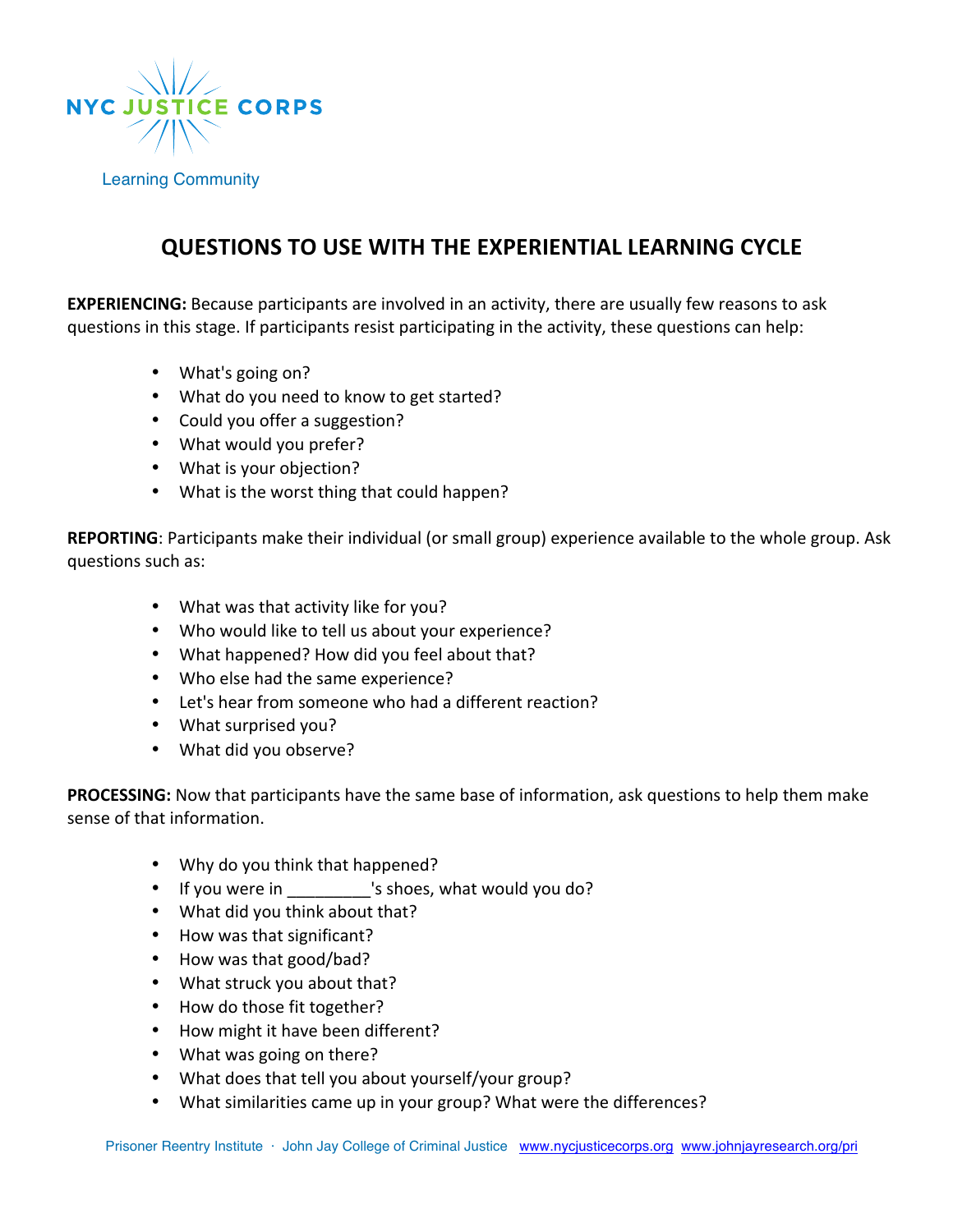NYC JUSTICE CORPS

Learning Community

# QUESTIONS TO USE WITH THE EXPERIENTIAL LEARNING CYCLE

**EXPERIENCING:** Because participants are involved in an activity, there are usually few reasons to ask questions in this stage. If participants resist participating in the activity, these questions can help:

- What's going on?
- What do you need to know to get started?
- Could you offer a suggestion?
- What would you prefer?
- What is your objection?
- What is the worst thing that could happen?

**REPORTING**: Participants make their individual (or small group) experience available to the whole group. Ask questions such as:

- What was that activity like for you?
- Who would like to tell us about your experience?
- What happened? How did you feel about that?
- Who else had the same experience?
- Let's hear from someone who had a different reaction?
- What surprised you?
- What did you observe?

**PROCESSING:** Now that participants have the same base of information, ask questions to help them make sense of that information.

- Why do you think that happened?
- If you were in _________'s shoes, what would you do?
- What did you think about that?
- How was that significant?
- How was that good/bad?
- What struck you about that?
- How do those fit together?
- How might it have been different?
- What was going on there?
- What does that tell you about yourself/your group?
- What similarities came up in your group? What were the differences?

Prisoner Reentry Institute · John Jay College of Criminal Justice www.nycjusticecorps.org www.johnjayresearch.org/pri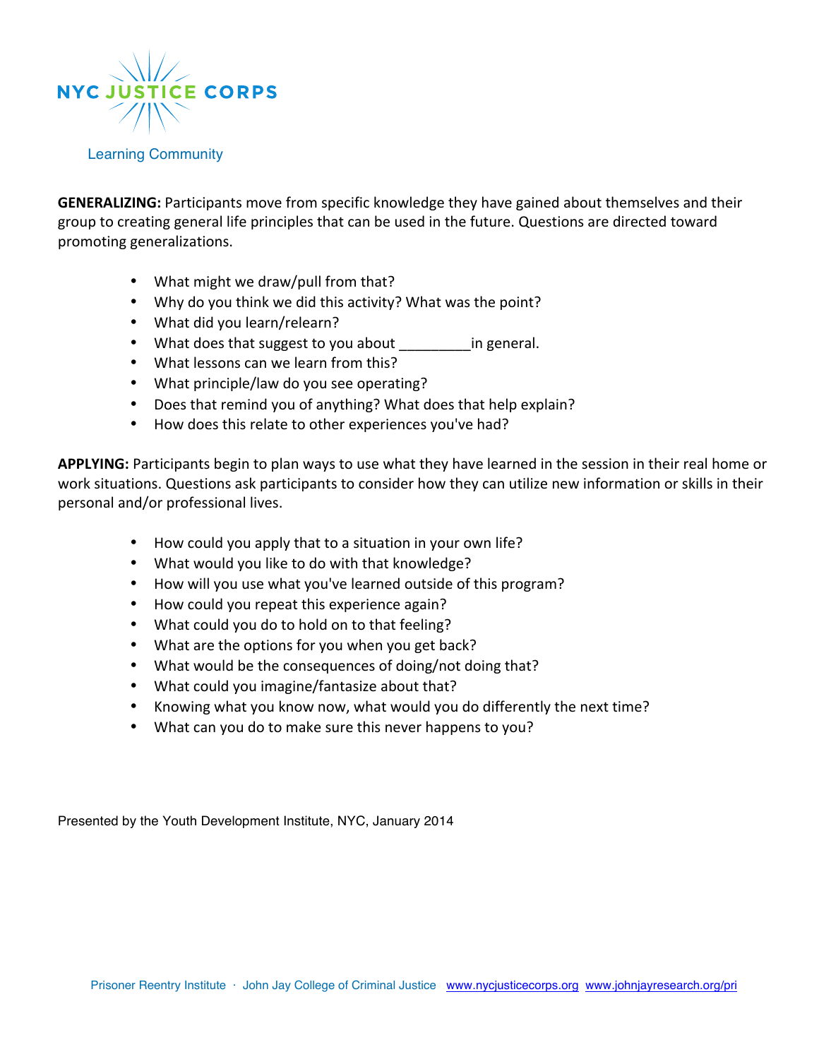NYC JUSTICE CORPS

Learning Community

**GENERALIZING:** Participants move from specific knowledge they have gained about themselves and their group to creating general life principles that can be used in the future. Questions are directed toward promoting generalizations.

- What might we draw/pull from that?
- Why do you think we did this activity? What was the point?
- What did you learn/relearn?
- What does that suggest to you about _________in general.
- What lessons can we learn from this?
- What principle/law do you see operating?
- Does that remind you of anything? What does that help explain?
- How does this relate to other experiences you've had?

**APPLYING:** Participants begin to plan ways to use what they have learned in the session in their real home or work situations. Questions ask participants to consider how they can utilize new information or skills in their personal and/or professional lives.

- How could you apply that to a situation in your own life?
- What would you like to do with that knowledge?
- How will you use what you've learned outside of this program?
- How could you repeat this experience again?
- What could you do to hold on to that feeling?
- What are the options for you when you get back?
- What would be the consequences of doing/not doing that?
- What could you imagine/fantasize about that?
- Knowing what you know now, what would you do differently the next time?
- What can you do to make sure this never happens to you?

Presented by the Youth Development Institute, NYC, January 2014